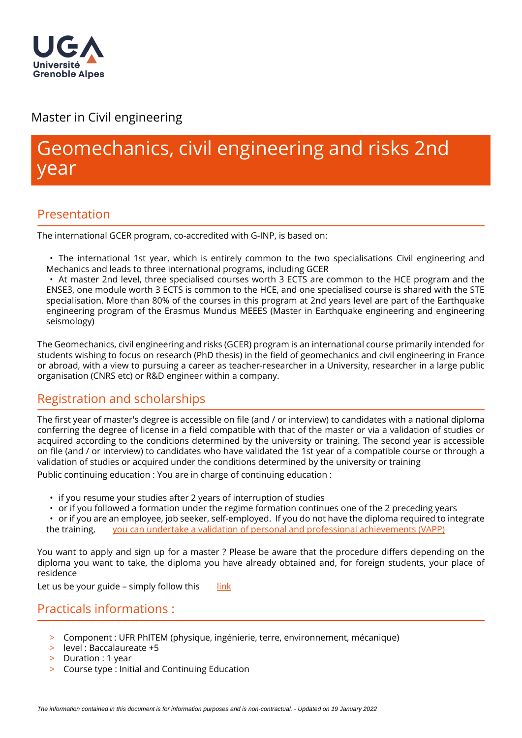Master in Civil engineering

# Geomechanics, civil engineering and risks 2nd year

## Presentation

The international GCER program, co-accredited with G-INP, is based on:

- The international 1st year, which is entirely common to the two specialisations Civil engineering and Mechanics and leads to three international programs, including GCER
- At master 2nd level, three specialised courses worth 3 ECTS are common to the HCE program and the ENSE3, one module worth 3 ECTS is common to the HCE, and one specialised course is shared with the STE specialisation. More than 80% of the courses in this program at 2nd years level are part of the Earthquake engineering program of the Erasmus Mundus MEEES (Master in Earthquake engineering and engineering seismology)

The Geomechanics, civil engineering and risks (GCER) program is an international course primarily intended for students wishing to focus on research (PhD thesis) in the field of geomechanics and civil engineering in France or abroad, with a view to pursuing a career as teacher-researcher in a University, researcher in a large public organisation (CNRS etc) or R&D engineer within a company.

## Registration and scholarships

The first year of master's degree is accessible on file (and / or interview) to candidates with a national diploma conferring the degree of license in a field compatible with that of the master or via a validation of studies or acquired according to the conditions determined by the university or training. The second year is accessible on file (and / or interview) to candidates who have validated the 1st year of a compatible course or through a validation of studies or acquired under the conditions determined by the university or training

Public continuing education : You are in charge of continuing education :

- if you resume your studies after 2 years of interruption of studies
- or if you followed a formation under the regime formation continues one of the 2 preceding years
- or if you are an employee, job seeker, self-employed. If you do not have the diploma required to integrate the training, you can undertake a validation of personal and professional achievements (VAPP)

You want to apply and sign up for a master ? Please be aware that the procedure differs depending on the diploma you want to take, the diploma you have already obtained and, for foreign students, your place of residence

Let us be your guide – simply follow this link

## Practicals informations :

- Component : UFR PhITEM (physique, ingénierie, terre, environnement, mécanique)
- level : Baccalaureate +5
- Duration : 1 year
- Course type : Initial and Continuing Education

*The information contained in this document is for information purposes and is non-contractual. - Updated on 19 January 2022*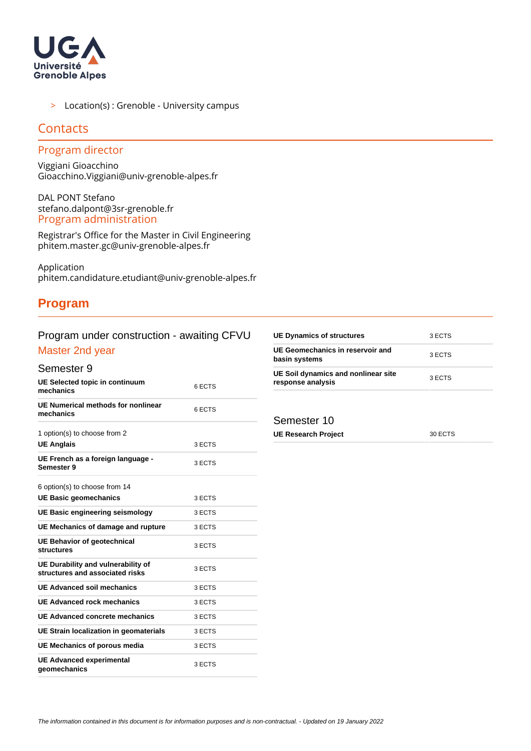> Location(s) : Grenoble - University campus

## Contacts

### Program director

Viggiani Gioacchino
Gioacchino.Viggiani@univ-grenoble-alpes.fr

DAL PONT Stefano
stefano.dalpont@3sr-grenoble.fr

### Program administration

Registrar's Office for the Master in Civil Engineering
phitem.master.gc@univ-grenoble-alpes.fr

Application
phitem.candidature.etudiant@univ-grenoble-alpes.fr

## Program

Program under construction - awaiting CFVU

### Master 2nd year

#### Semester 9

| | |
|---|---|
| **UE Selected topic in continuum mechanics** | 6 ECTS |
| **UE Numerical methods for nonlinear mechanics** | 6 ECTS |

1 option(s) to choose from 2

| | |
|---|---|
| **UE Anglais** | 3 ECTS |
| **UE French as a foreign language - Semester 9** | 3 ECTS |

6 option(s) to choose from 14

| | |
|---|---|
| **UE Basic geomechanics** | 3 ECTS |
| **UE Basic engineering seismology** | 3 ECTS |
| **UE Mechanics of damage and rupture** | 3 ECTS |
| **UE Behavior of geotechnical structures** | 3 ECTS |
| **UE Durability and vulnerability of structures and associated risks** | 3 ECTS |
| **UE Advanced soil mechanics** | 3 ECTS |
| **UE Advanced rock mechanics** | 3 ECTS |
| **UE Advanced concrete mechanics** | 3 ECTS |
| **UE Strain localization in geomaterials** | 3 ECTS |
| **UE Mechanics of porous media** | 3 ECTS |
| **UE Advanced experimental geomechanics** | 3 ECTS |
| **UE Dynamics of structures** | 3 ECTS |
| **UE Geomechanics in reservoir and basin systems** | 3 ECTS |
| **UE Soil dynamics and nonlinear site response analysis** | 3 ECTS |

#### Semester 10

| | |
|---|---|
| **UE Research Project** | 30 ECTS |

*The information contained in this document is for information purposes and is non-contractual. - Updated on 19 January 2022*